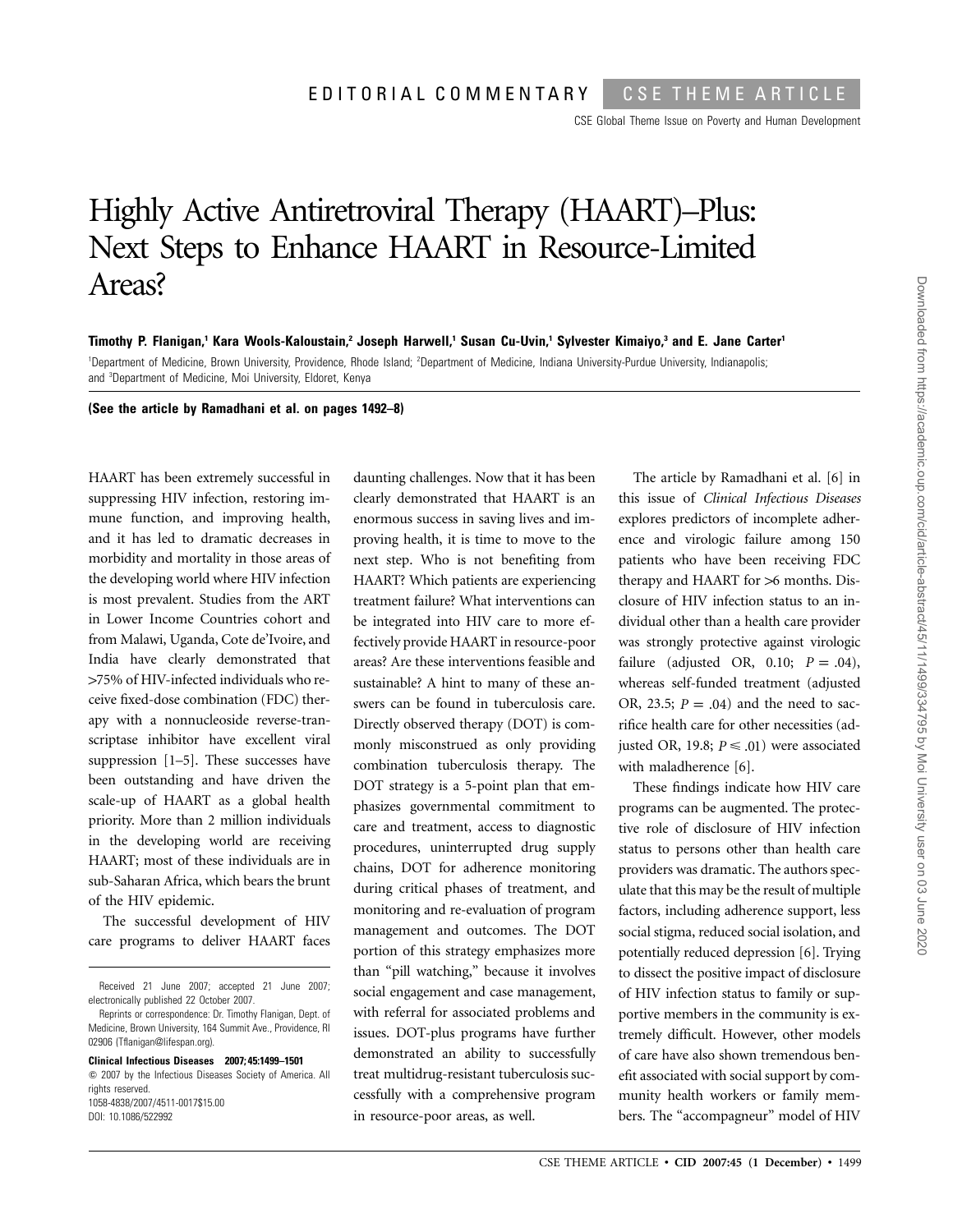EDITORIAL COMMENTARY | CSE THEME ARTICLE

CSE Global Theme Issue on Poverty and Human Development

# Highly Active Antiretroviral Therapy (HAART)–Plus: Next Steps to Enhance HAART in Resource-Limited Areas?

**Timothy P. Flanigan,[1] Kara Wools-Kaloustain,[2] Joseph Harwell,[1] Susan Cu-Uvin,[1] Sylvester Kimaiyo,[3] and E. Jane Carter[1]**

[1]Department of Medicine, Brown University, Providence, Rhode Island; [2]Department of Medicine, Indiana University-Purdue University, Indianapolis; and [3]Department of Medicine, Moi University, Eldoret, Kenya

**(See the article by Ramadhani et al. on pages 1492–8)**

HAART has been extremely successful in suppressing HIV infection, restoring immune function, and improving health, and it has led to dramatic decreases in morbidity and mortality in those areas of the developing world where HIV infection is most prevalent. Studies from the ART in Lower Income Countries cohort and from Malawi, Uganda, Cote de'Ivoire, and India have clearly demonstrated that >75% of HIV-infected individuals who receive fixed-dose combination (FDC) therapy with a nonnucleoside reverse-transcriptase inhibitor have excellent viral suppression [1–5]. These successes have been outstanding and have driven the scale-up of HAART as a global health priority. More than 2 million individuals in the developing world are receiving HAART; most of these individuals are in sub-Saharan Africa, which bears the brunt of the HIV epidemic.

The successful development of HIV care programs to deliver HAART faces daunting challenges. Now that it has been clearly demonstrated that HAART is an enormous success in saving lives and improving health, it is time to move to the next step. Who is not benefiting from HAART? Which patients are experiencing treatment failure? What interventions can be integrated into HIV care to more effectively provide HAART in resource-poor areas? Are these interventions feasible and sustainable? A hint to many of these answers can be found in tuberculosis care. Directly observed therapy (DOT) is commonly misconstrued as only providing combination tuberculosis therapy. The DOT strategy is a 5-point plan that emphasizes governmental commitment to care and treatment, access to diagnostic procedures, uninterrupted drug supply chains, DOT for adherence monitoring during critical phases of treatment, and monitoring and re-evaluation of program management and outcomes. The DOT portion of this strategy emphasizes more than "pill watching," because it involves social engagement and case management, with referral for associated problems and issues. DOT-plus programs have further demonstrated an ability to successfully treat multidrug-resistant tuberculosis successfully with a comprehensive program in resource-poor areas, as well.

The article by Ramadhani et al. [6] in this issue of *Clinical Infectious Diseases* explores predictors of incomplete adherence and virologic failure among 150 patients who have been receiving FDC therapy and HAART for >6 months. Disclosure of HIV infection status to an individual other than a health care provider was strongly protective against virologic failure (adjusted OR, 0.10; $P = .04$), whereas self-funded treatment (adjusted OR, 23.5; $P = .04$) and the need to sacrifice health care for other necessities (adjusted OR, 19.8; $P \leq .01$) were associated with maladherence [6].

These findings indicate how HIV care programs can be augmented. The protective role of disclosure of HIV infection status to persons other than health care providers was dramatic. The authors speculate that this may be the result of multiple factors, including adherence support, less social stigma, reduced social isolation, and potentially reduced depression [6]. Trying to dissect the positive impact of disclosure of HIV infection status to family or supportive members in the community is extremely difficult. However, other models of care have also shown tremendous benefit associated with social support by community health workers or family members. The "accompagneur" model of HIV

---

Received 21 June 2007; accepted 21 June 2007; electronically published 22 October 2007.

Reprints or correspondence: Dr. Timothy Flanigan, Dept. of Medicine, Brown University, 164 Summit Ave., Providence, RI 02906 (Tflanigan@lifespan.org).

**Clinical Infectious Diseases 2007; 45:1499–1501**
© 2007 by the Infectious Diseases Society of America. All rights reserved.
1058-4838/2007/4511-0017$15.00
DOI: 10.1086/522992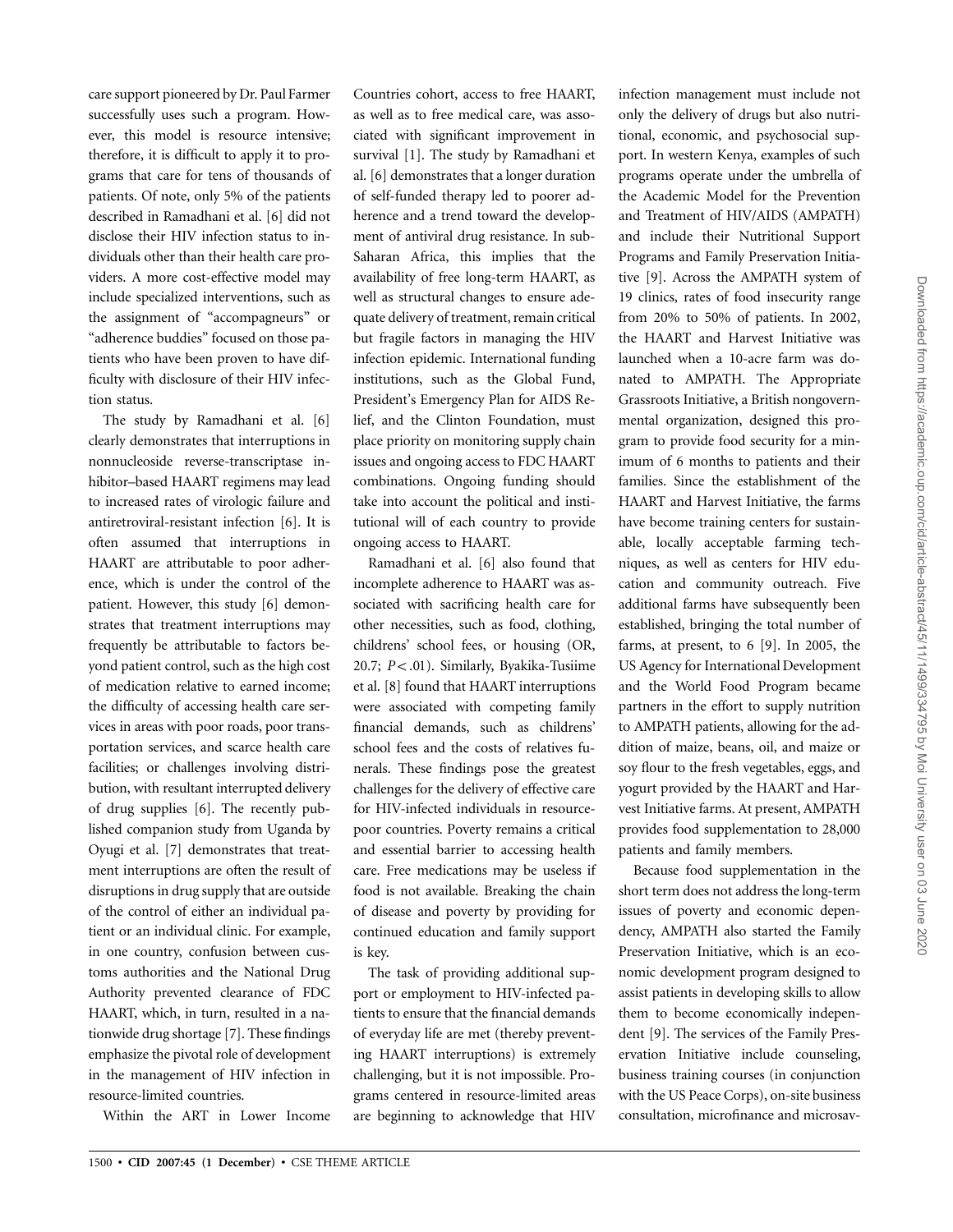care support pioneered by Dr. Paul Farmer successfully uses such a program. However, this model is resource intensive; therefore, it is difficult to apply it to programs that care for tens of thousands of patients. Of note, only 5% of the patients described in Ramadhani et al. [6] did not disclose their HIV infection status to individuals other than their health care providers. A more cost-effective model may include specialized interventions, such as the assignment of "accompagneurs" or "adherence buddies" focused on those patients who have been proven to have difficulty with disclosure of their HIV infection status.

The study by Ramadhani et al. [6] clearly demonstrates that interruptions in nonnucleoside reverse-transcriptase inhibitor–based HAART regimens may lead to increased rates of virologic failure and antiretroviral-resistant infection [6]. It is often assumed that interruptions in HAART are attributable to poor adherence, which is under the control of the patient. However, this study [6] demonstrates that treatment interruptions may frequently be attributable to factors beyond patient control, such as the high cost of medication relative to earned income; the difficulty of accessing health care services in areas with poor roads, poor transportation services, and scarce health care facilities; or challenges involving distribution, with resultant interrupted delivery of drug supplies [6]. The recently published companion study from Uganda by Oyugi et al. [7] demonstrates that treatment interruptions are often the result of disruptions in drug supply that are outside of the control of either an individual patient or an individual clinic. For example, in one country, confusion between customs authorities and the National Drug Authority prevented clearance of FDC HAART, which, in turn, resulted in a nationwide drug shortage [7]. These findings emphasize the pivotal role of development in the management of HIV infection in resource-limited countries.

Within the ART in Lower Income Countries cohort, access to free HAART, as well as to free medical care, was associated with significant improvement in survival [1]. The study by Ramadhani et al. [6] demonstrates that a longer duration of self-funded therapy led to poorer adherence and a trend toward the development of antiviral drug resistance. In sub-Saharan Africa, this implies that the availability of free long-term HAART, as well as structural changes to ensure adequate delivery of treatment, remain critical but fragile factors in managing the HIV infection epidemic. International funding institutions, such as the Global Fund, President's Emergency Plan for AIDS Relief, and the Clinton Foundation, must place priority on monitoring supply chain issues and ongoing access to FDC HAART combinations. Ongoing funding should take into account the political and institutional will of each country to provide ongoing access to HAART.

Ramadhani et al. [6] also found that incomplete adherence to HAART was associated with sacrificing health care for other necessities, such as food, clothing, childrens' school fees, or housing (OR, 20.7; $P < .01$). Similarly, Byakika-Tusiime et al. [8] found that HAART interruptions were associated with competing family financial demands, such as childrens' school fees and the costs of relatives funerals. These findings pose the greatest challenges for the delivery of effective care for HIV-infected individuals in resource-poor countries. Poverty remains a critical and essential barrier to accessing health care. Free medications may be useless if food is not available. Breaking the chain of disease and poverty by providing for continued education and family support is key.

The task of providing additional support or employment to HIV-infected patients to ensure that the financial demands of everyday life are met (thereby preventing HAART interruptions) is extremely challenging, but it is not impossible. Programs centered in resource-limited areas are beginning to acknowledge that HIV infection management must include not only the delivery of drugs but also nutritional, economic, and psychosocial support. In western Kenya, examples of such programs operate under the umbrella of the Academic Model for the Prevention and Treatment of HIV/AIDS (AMPATH) and include their Nutritional Support Programs and Family Preservation Initiative [9]. Across the AMPATH system of 19 clinics, rates of food insecurity range from 20% to 50% of patients. In 2002, the HAART and Harvest Initiative was launched when a 10-acre farm was donated to AMPATH. The Appropriate Grassroots Initiative, a British nongovernmental organization, designed this program to provide food security for a minimum of 6 months to patients and their families. Since the establishment of the HAART and Harvest Initiative, the farms have become training centers for sustainable, locally acceptable farming techniques, as well as centers for HIV education and community outreach. Five additional farms have subsequently been established, bringing the total number of farms, at present, to 6 [9]. In 2005, the US Agency for International Development and the World Food Program became partners in the effort to supply nutrition to AMPATH patients, allowing for the addition of maize, beans, oil, and maize or soy flour to the fresh vegetables, eggs, and yogurt provided by the HAART and Harvest Initiative farms. At present, AMPATH provides food supplementation to 28,000 patients and family members.

Because food supplementation in the short term does not address the long-term issues of poverty and economic dependency, AMPATH also started the Family Preservation Initiative, which is an economic development program designed to assist patients in developing skills to allow them to become economically independent [9]. The services of the Family Preservation Initiative include counseling, business training courses (in conjunction with the US Peace Corps), on-site business consultation, microfinance and microsav-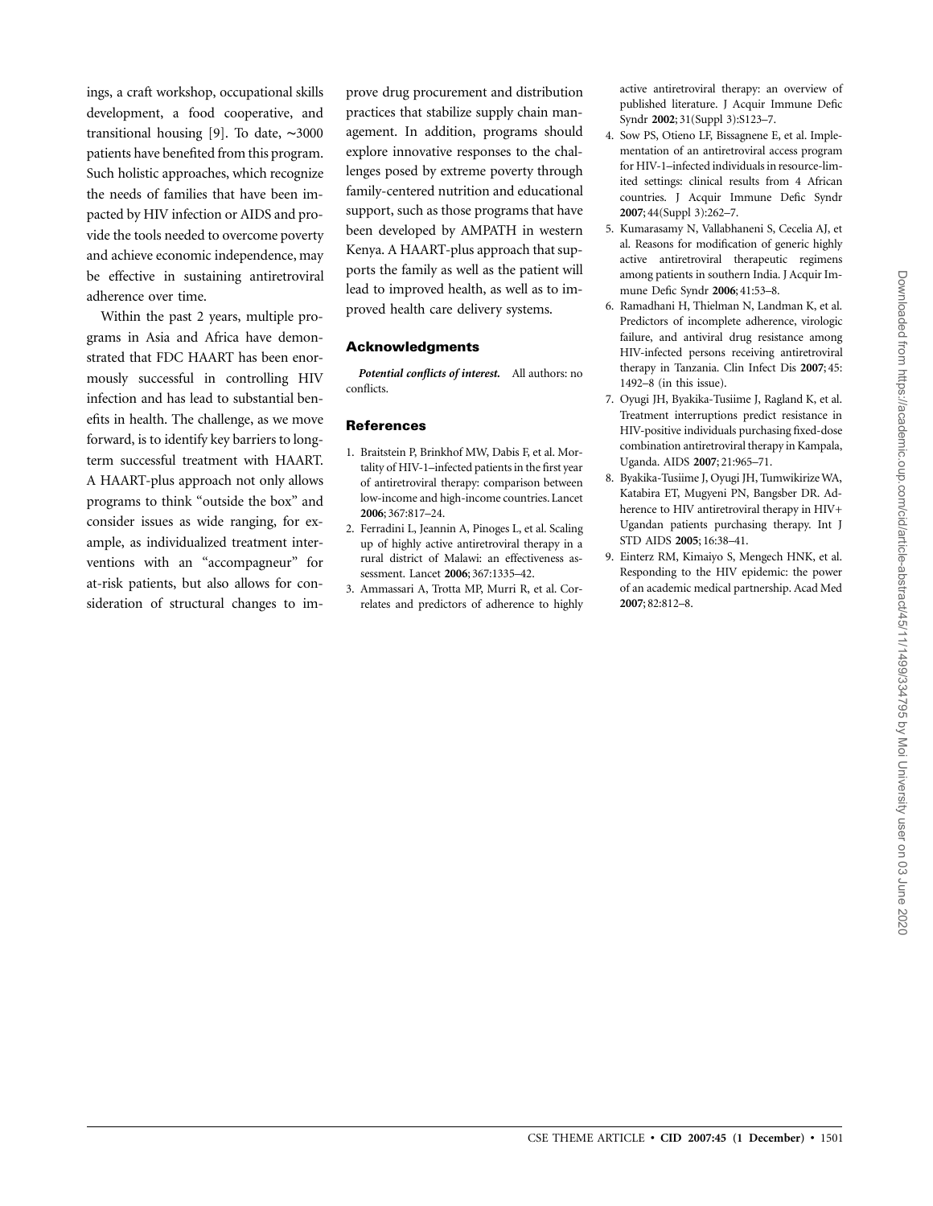ings, a craft workshop, occupational skills development, a food cooperative, and transitional housing [9]. To date, ∼3000 patients have benefited from this program. Such holistic approaches, which recognize the needs of families that have been impacted by HIV infection or AIDS and provide the tools needed to overcome poverty and achieve economic independence, may be effective in sustaining antiretroviral adherence over time.

Within the past 2 years, multiple programs in Asia and Africa have demonstrated that FDC HAART has been enormously successful in controlling HIV infection and has lead to substantial benefits in health. The challenge, as we move forward, is to identify key barriers to long-term successful treatment with HAART. A HAART-plus approach not only allows programs to think "outside the box" and consider issues as wide ranging, for example, as individualized treatment interventions with an "accompagneur" for at-risk patients, but also allows for consideration of structural changes to improve drug procurement and distribution practices that stabilize supply chain management. In addition, programs should explore innovative responses to the challenges posed by extreme poverty through family-centered nutrition and educational support, such as those programs that have been developed by AMPATH in western Kenya. A HAART-plus approach that supports the family as well as the patient will lead to improved health, as well as to improved health care delivery systems.

## Acknowledgments

***Potential conflicts of interest.*** All authors: no conflicts.

## References

1. Braitstein P, Brinkhof MW, Dabis F, et al. Mortality of HIV-1–infected patients in the first year of antiretroviral therapy: comparison between low-income and high-income countries. Lancet **2006**; 367:817–24.
2. Ferradini L, Jeannin A, Pinoges L, et al. Scaling up of highly active antiretroviral therapy in a rural district of Malawi: an effectiveness assessment. Lancet **2006**; 367:1335–42.
3. Ammassari A, Trotta MP, Murri R, et al. Correlates and predictors of adherence to highly active antiretroviral therapy: an overview of published literature. J Acquir Immune Defic Syndr **2002**; 31(Suppl 3):S123–7.
4. Sow PS, Otieno LF, Bissagnene E, et al. Implementation of an antiretroviral access program for HIV-1–infected individuals in resource-limited settings: clinical results from 4 African countries. J Acquir Immune Defic Syndr **2007**; 44(Suppl 3):262–7.
5. Kumarasamy N, Vallabhaneni S, Cecelia AJ, et al. Reasons for modification of generic highly active antiretroviral therapeutic regimens among patients in southern India. J Acquir Immune Defic Syndr **2006**; 41:53–8.
6. Ramadhani H, Thielman N, Landman K, et al. Predictors of incomplete adherence, virologic failure, and antiviral drug resistance among HIV-infected persons receiving antiretroviral therapy in Tanzania. Clin Infect Dis **2007**; 45: 1492–8 (in this issue).
7. Oyugi JH, Byakika-Tusiime J, Ragland K, et al. Treatment interruptions predict resistance in HIV-positive individuals purchasing fixed-dose combination antiretroviral therapy in Kampala, Uganda. AIDS **2007**; 21:965–71.
8. Byakika-Tusiime J, Oyugi JH, Tumwikirize WA, Katabira ET, Mugyeni PN, Bangsber DR. Adherence to HIV antiretroviral therapy in HIV+ Ugandan patients purchasing therapy. Int J STD AIDS **2005**; 16:38–41.
9. Einterz RM, Kimaiyo S, Mengech HNK, et al. Responding to the HIV epidemic: the power of an academic medical partnership. Acad Med **2007**; 82:812–8.